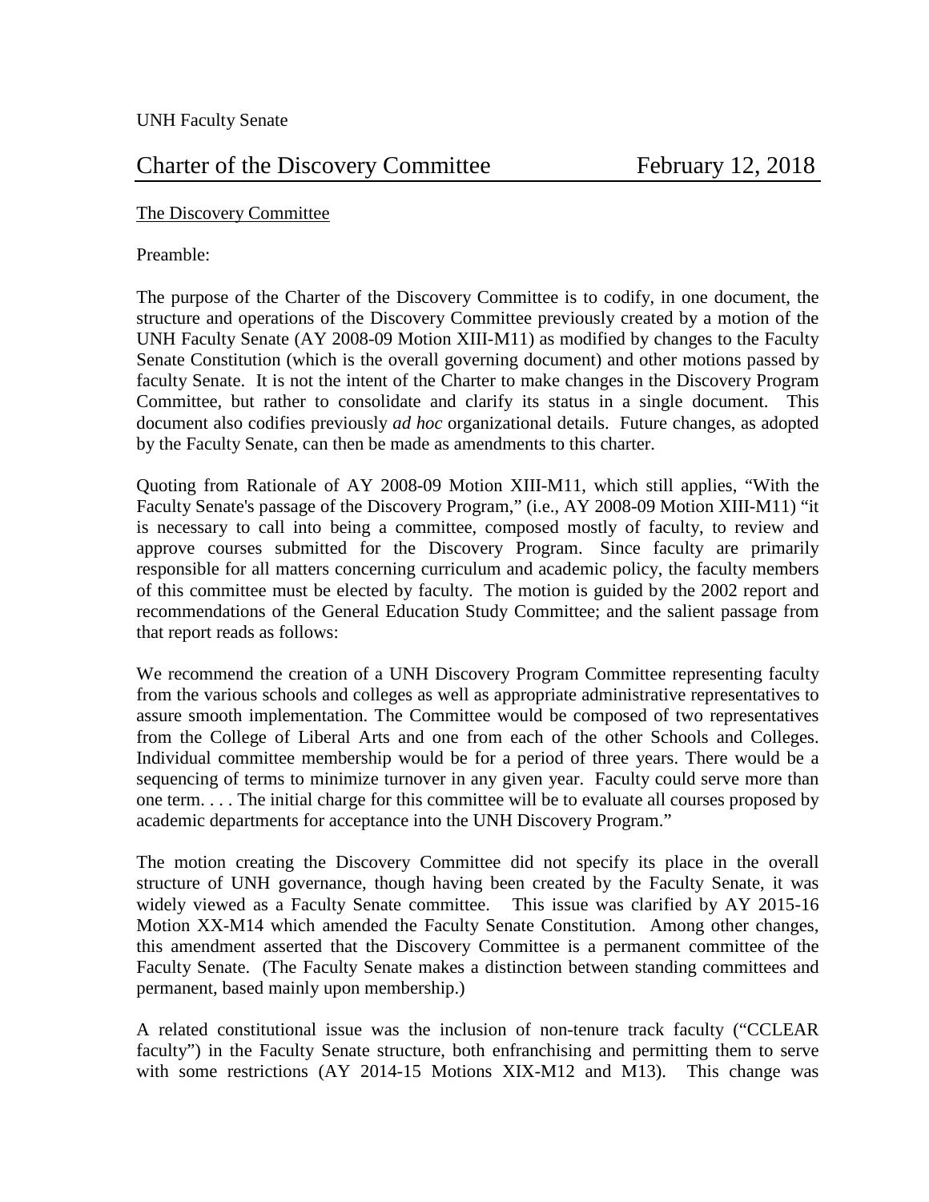UNH Faculty Senate

# Charter of the Discovery Committee — February 12, 2018

The Discovery Committee

Preamble:

The purpose of the Charter of the Discovery Committee is to codify, in one document, the structure and operations of the Discovery Committee previously created by a motion of the UNH Faculty Senate (AY 2008-09 Motion XIII-M11) as modified by changes to the Faculty Senate Constitution (which is the overall governing document) and other motions passed by faculty Senate. It is not the intent of the Charter to make changes in the Discovery Program Committee, but rather to consolidate and clarify its status in a single document. This document also codifies previously *ad hoc* organizational details. Future changes, as adopted by the Faculty Senate, can then be made as amendments to this charter.

Quoting from Rationale of AY 2008-09 Motion XIII-M11, which still applies, "With the Faculty Senate's passage of the Discovery Program," (i.e., AY 2008-09 Motion XIII-M11) "it is necessary to call into being a committee, composed mostly of faculty, to review and approve courses submitted for the Discovery Program. Since faculty are primarily responsible for all matters concerning curriculum and academic policy, the faculty members of this committee must be elected by faculty. The motion is guided by the 2002 report and recommendations of the General Education Study Committee; and the salient passage from that report reads as follows:

We recommend the creation of a UNH Discovery Program Committee representing faculty from the various schools and colleges as well as appropriate administrative representatives to assure smooth implementation. The Committee would be composed of two representatives from the College of Liberal Arts and one from each of the other Schools and Colleges. Individual committee membership would be for a period of three years. There would be a sequencing of terms to minimize turnover in any given year. Faculty could serve more than one term. . . . The initial charge for this committee will be to evaluate all courses proposed by academic departments for acceptance into the UNH Discovery Program."

The motion creating the Discovery Committee did not specify its place in the overall structure of UNH governance, though having been created by the Faculty Senate, it was widely viewed as a Faculty Senate committee. This issue was clarified by AY 2015-16 Motion XX-M14 which amended the Faculty Senate Constitution. Among other changes, this amendment asserted that the Discovery Committee is a permanent committee of the Faculty Senate. (The Faculty Senate makes a distinction between standing committees and permanent, based mainly upon membership.)

A related constitutional issue was the inclusion of non-tenure track faculty ("CCLEAR faculty") in the Faculty Senate structure, both enfranchising and permitting them to serve with some restrictions (AY 2014-15 Motions XIX-M12 and M13). This change was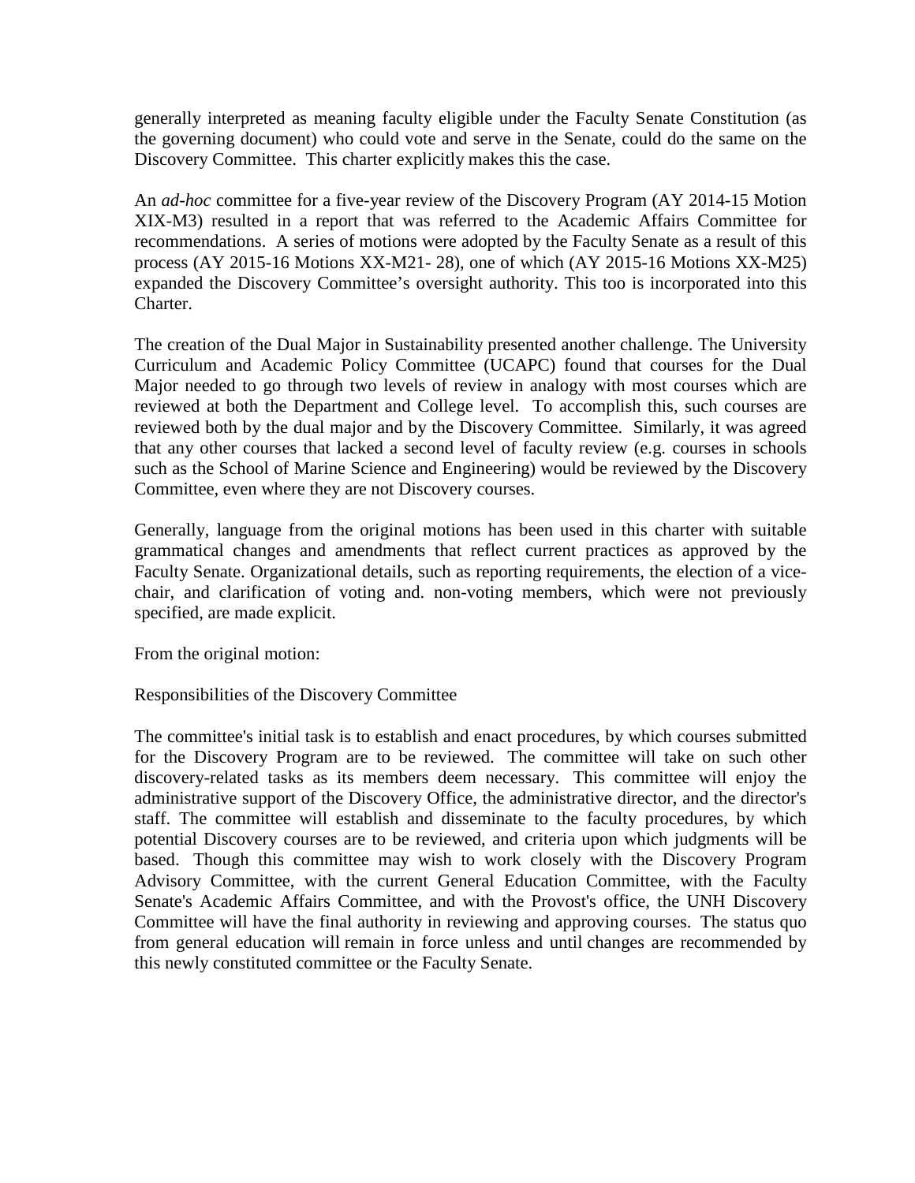generally interpreted as meaning faculty eligible under the Faculty Senate Constitution (as the governing document) who could vote and serve in the Senate, could do the same on the Discovery Committee. This charter explicitly makes this the case.

An *ad-hoc* committee for a five-year review of the Discovery Program (AY 2014-15 Motion XIX-M3) resulted in a report that was referred to the Academic Affairs Committee for recommendations. A series of motions were adopted by the Faculty Senate as a result of this process (AY 2015-16 Motions XX-M21- 28), one of which (AY 2015-16 Motions XX-M25) expanded the Discovery Committee's oversight authority. This too is incorporated into this Charter.

The creation of the Dual Major in Sustainability presented another challenge. The University Curriculum and Academic Policy Committee (UCAPC) found that courses for the Dual Major needed to go through two levels of review in analogy with most courses which are reviewed at both the Department and College level. To accomplish this, such courses are reviewed both by the dual major and by the Discovery Committee. Similarly, it was agreed that any other courses that lacked a second level of faculty review (e.g. courses in schools such as the School of Marine Science and Engineering) would be reviewed by the Discovery Committee, even where they are not Discovery courses.

Generally, language from the original motions has been used in this charter with suitable grammatical changes and amendments that reflect current practices as approved by the Faculty Senate. Organizational details, such as reporting requirements, the election of a vice-chair, and clarification of voting and. non-voting members, which were not previously specified, are made explicit.

From the original motion:

Responsibilities of the Discovery Committee

The committee's initial task is to establish and enact procedures, by which courses submitted for the Discovery Program are to be reviewed. The committee will take on such other discovery-related tasks as its members deem necessary. This committee will enjoy the administrative support of the Discovery Office, the administrative director, and the director's staff. The committee will establish and disseminate to the faculty procedures, by which potential Discovery courses are to be reviewed, and criteria upon which judgments will be based. Though this committee may wish to work closely with the Discovery Program Advisory Committee, with the current General Education Committee, with the Faculty Senate's Academic Affairs Committee, and with the Provost's office, the UNH Discovery Committee will have the final authority in reviewing and approving courses. The status quo from general education will remain in force unless and until changes are recommended by this newly constituted committee or the Faculty Senate.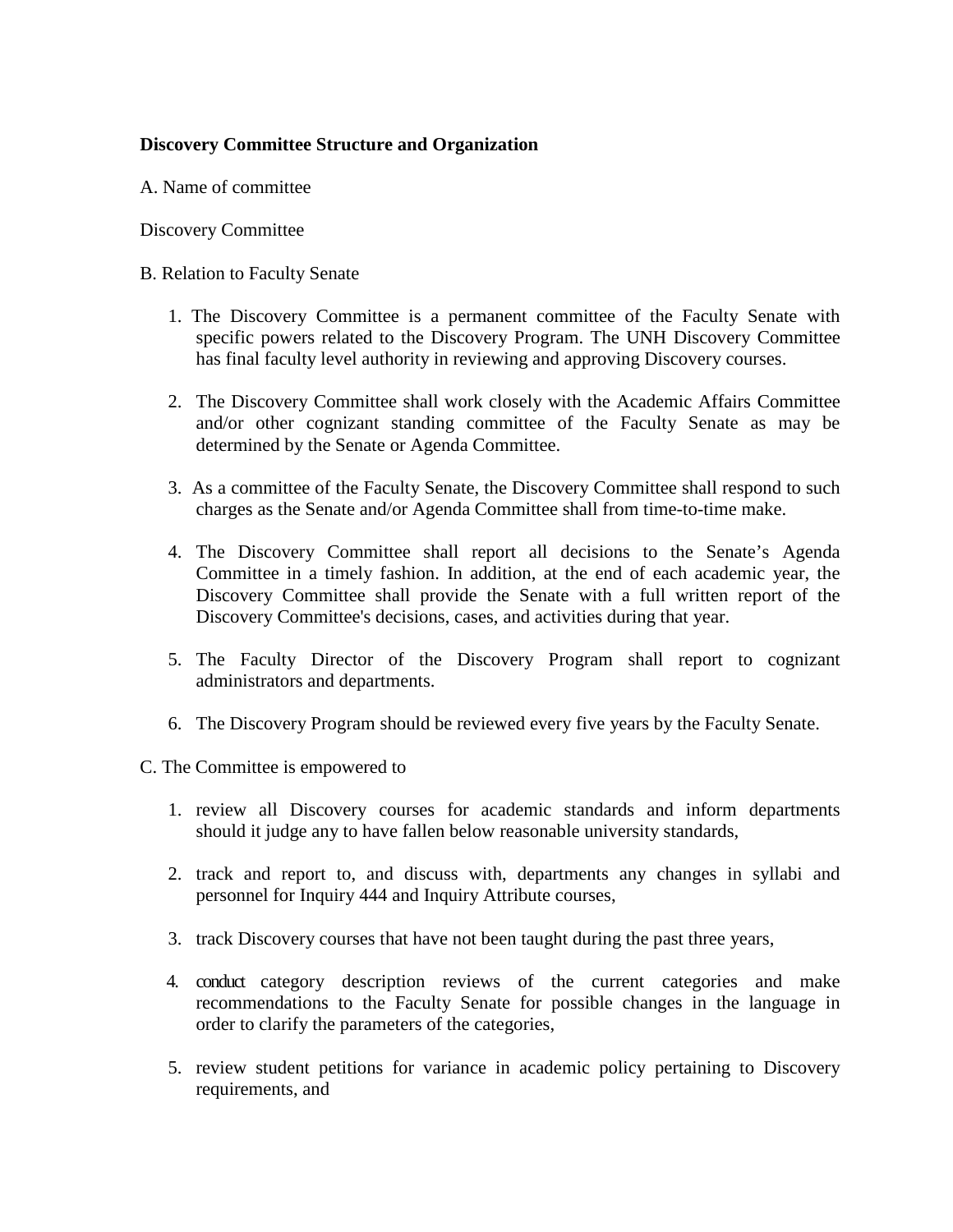**Discovery Committee Structure and Organization**

A. Name of committee

Discovery Committee

B. Relation to Faculty Senate

1. The Discovery Committee is a permanent committee of the Faculty Senate with specific powers related to the Discovery Program. The UNH Discovery Committee has final faculty level authority in reviewing and approving Discovery courses.

2. The Discovery Committee shall work closely with the Academic Affairs Committee and/or other cognizant standing committee of the Faculty Senate as may be determined by the Senate or Agenda Committee.

3. As a committee of the Faculty Senate, the Discovery Committee shall respond to such charges as the Senate and/or Agenda Committee shall from time-to-time make.

4. The Discovery Committee shall report all decisions to the Senate's Agenda Committee in a timely fashion. In addition, at the end of each academic year, the Discovery Committee shall provide the Senate with a full written report of the Discovery Committee's decisions, cases, and activities during that year.

5. The Faculty Director of the Discovery Program shall report to cognizant administrators and departments.

6. The Discovery Program should be reviewed every five years by the Faculty Senate.

C. The Committee is empowered to

1. review all Discovery courses for academic standards and inform departments should it judge any to have fallen below reasonable university standards,

2. track and report to, and discuss with, departments any changes in syllabi and personnel for Inquiry 444 and Inquiry Attribute courses,

3. track Discovery courses that have not been taught during the past three years,

4. conduct category description reviews of the current categories and make recommendations to the Faculty Senate for possible changes in the language in order to clarify the parameters of the categories,

5. review student petitions for variance in academic policy pertaining to Discovery requirements, and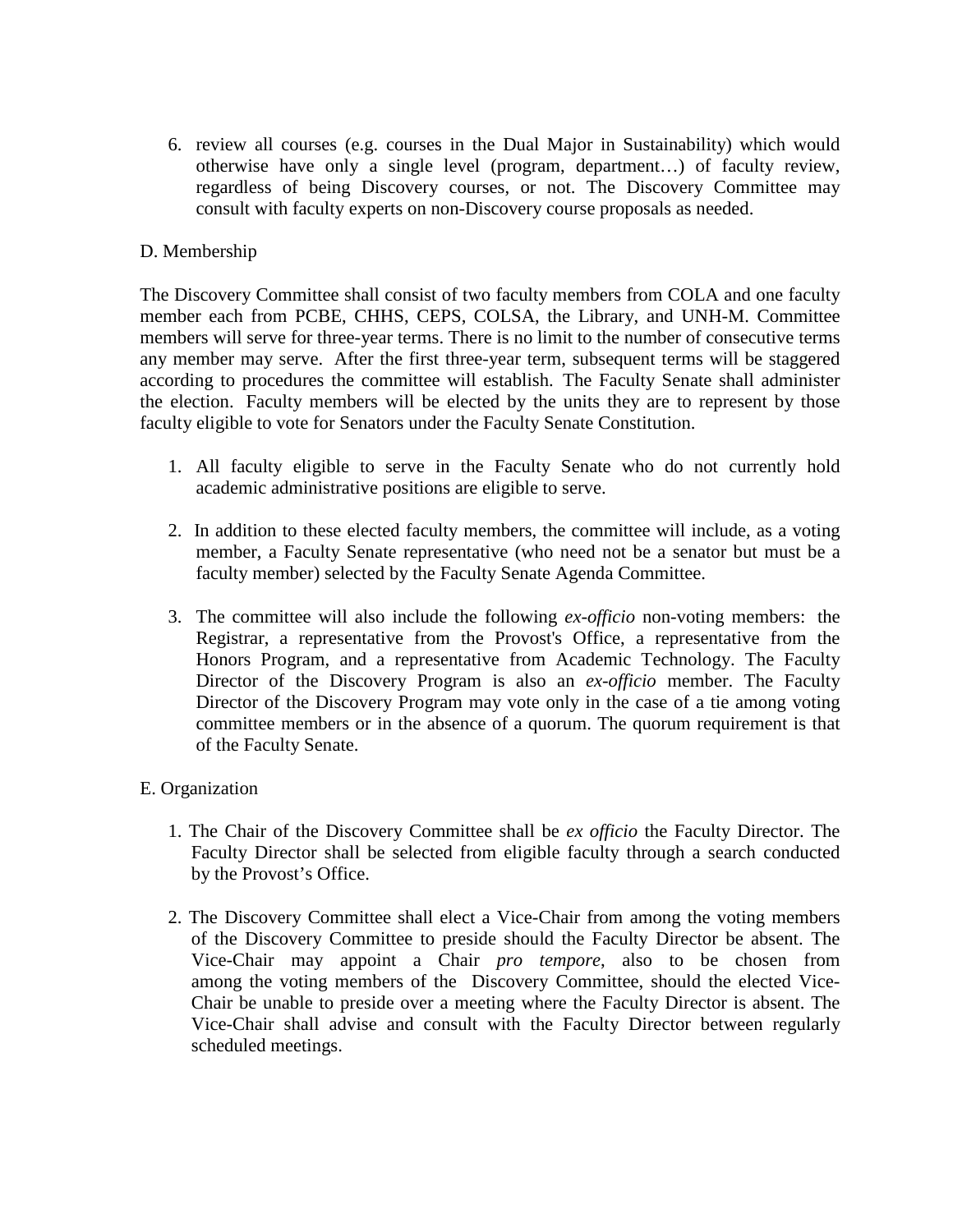6. review all courses (e.g. courses in the Dual Major in Sustainability) which would otherwise have only a single level (program, department…) of faculty review, regardless of being Discovery courses, or not. The Discovery Committee may consult with faculty experts on non-Discovery course proposals as needed.

D. Membership

The Discovery Committee shall consist of two faculty members from COLA and one faculty member each from PCBE, CHHS, CEPS, COLSA, the Library, and UNH-M. Committee members will serve for three-year terms. There is no limit to the number of consecutive terms any member may serve. After the first three-year term, subsequent terms will be staggered according to procedures the committee will establish. The Faculty Senate shall administer the election. Faculty members will be elected by the units they are to represent by those faculty eligible to vote for Senators under the Faculty Senate Constitution.

1. All faculty eligible to serve in the Faculty Senate who do not currently hold academic administrative positions are eligible to serve.

2. In addition to these elected faculty members, the committee will include, as a voting member, a Faculty Senate representative (who need not be a senator but must be a faculty member) selected by the Faculty Senate Agenda Committee.

3. The committee will also include the following *ex-officio* non-voting members: the Registrar, a representative from the Provost's Office, a representative from the Honors Program, and a representative from Academic Technology. The Faculty Director of the Discovery Program is also an *ex-officio* member. The Faculty Director of the Discovery Program may vote only in the case of a tie among voting committee members or in the absence of a quorum. The quorum requirement is that of the Faculty Senate.

E. Organization

1. The Chair of the Discovery Committee shall be *ex officio* the Faculty Director. The Faculty Director shall be selected from eligible faculty through a search conducted by the Provost's Office.

2. The Discovery Committee shall elect a Vice-Chair from among the voting members of the Discovery Committee to preside should the Faculty Director be absent. The Vice-Chair may appoint a Chair *pro tempore*, also to be chosen from among the voting members of the Discovery Committee, should the elected Vice-Chair be unable to preside over a meeting where the Faculty Director is absent. The Vice-Chair shall advise and consult with the Faculty Director between regularly scheduled meetings.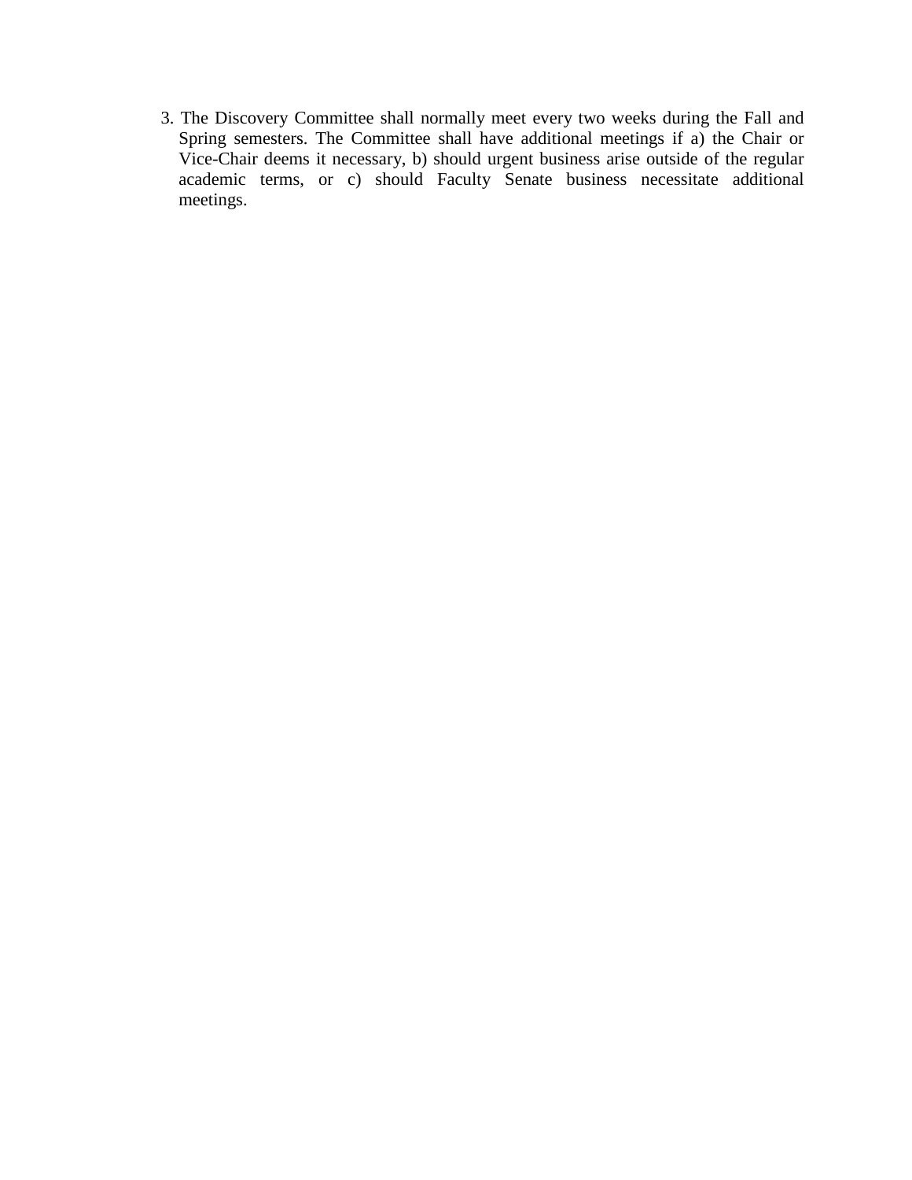3. The Discovery Committee shall normally meet every two weeks during the Fall and Spring semesters. The Committee shall have additional meetings if a) the Chair or Vice-Chair deems it necessary, b) should urgent business arise outside of the regular academic terms, or c) should Faculty Senate business necessitate additional meetings.